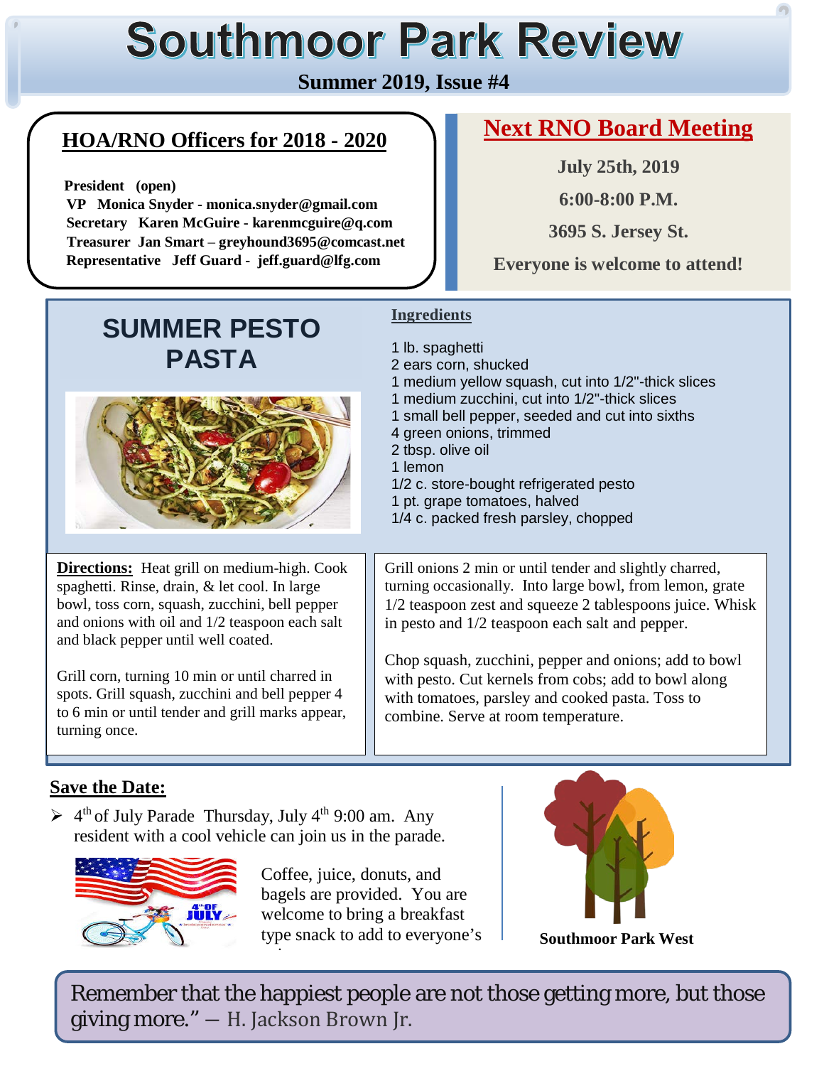# Southmoor Park Review

**Summer 2019, Issue #4**

## HOA/RNO Officers for 2018 - 2020

**President** (open)
**VP** Monica Snyder - monica.snyder@gmail.com
**Secretary** Karen McGuire - karenmcguire@q.com
**Treasurer** Jan Smart – greyhound3695@comcast.net
**Representative** Jeff Guard - jeff.guard@lfg.com

## Next RNO Board Meeting

**July 25th, 2019**

**6:00-8:00 P.M.**

**3695 S. Jersey St.**

**Everyone is welcome to attend!**

## SUMMER PESTO PASTA

**Ingredients**

1 lb. spaghetti
2 ears corn, shucked
1 medium yellow squash, cut into 1/2"-thick slices
1 medium zucchini, cut into 1/2"-thick slices
1 small bell pepper, seeded and cut into sixths
4 green onions, trimmed
2 tbsp. olive oil
1 lemon
1/2 c. store-bought refrigerated pesto
1 pt. grape tomatoes, halved
1/4 c. packed fresh parsley, chopped

**Directions:** Heat grill on medium-high. Cook spaghetti. Rinse, drain, & let cool. In large bowl, toss corn, squash, zucchini, bell pepper and onions with oil and 1/2 teaspoon each salt and black pepper until well coated.

Grill corn, turning 10 min or until charred in spots. Grill squash, zucchini and bell pepper 4 to 6 min or until tender and grill marks appear, turning once.

Grill onions 2 min or until tender and slightly charred, turning occasionally. Into large bowl, from lemon, grate 1/2 teaspoon zest and squeeze 2 tablespoons juice. Whisk in pesto and 1/2 teaspoon each salt and pepper.

Chop squash, zucchini, pepper and onions; add to bowl with pesto. Cut kernels from cobs; add to bowl along with tomatoes, parsley and cooked pasta. Toss to combine. Serve at room temperature.

## Save the Date:

- 4th of July Parade Thursday, July 4th 9:00 am. Any resident with a cool vehicle can join us in the parade.

Coffee, juice, donuts, and bagels are provided. You are welcome to bring a breakfast type snack to add to everyone's

**Southmoor Park West**

Remember that the happiest people are not those getting more, but those giving more." — H. Jackson Brown Jr.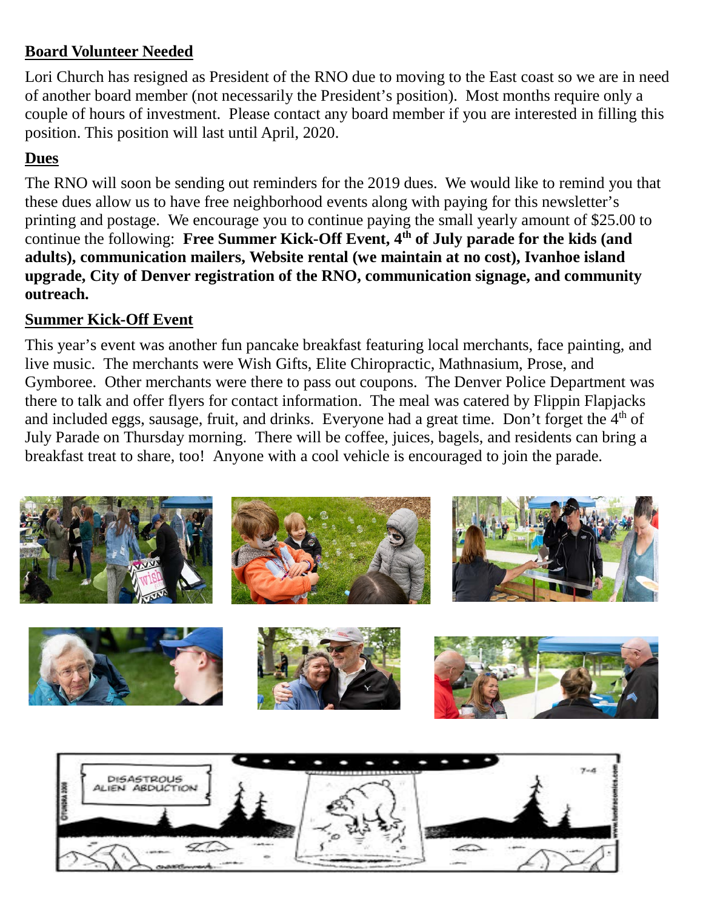## Board Volunteer Needed

Lori Church has resigned as President of the RNO due to moving to the East coast so we are in need of another board member (not necessarily the President's position). Most months require only a couple of hours of investment. Please contact any board member if you are interested in filling this position. This position will last until April, 2020.

## Dues

The RNO will soon be sending out reminders for the 2019 dues. We would like to remind you that these dues allow us to have free neighborhood events along with paying for this newsletter's printing and postage. We encourage you to continue paying the small yearly amount of $25.00 to continue the following: **Free Summer Kick-Off Event, 4th of July parade for the kids (and adults), communication mailers, Website rental (we maintain at no cost), Ivanhoe island upgrade, City of Denver registration of the RNO, communication signage, and community outreach.**

## Summer Kick-Off Event

This year's event was another fun pancake breakfast featuring local merchants, face painting, and live music. The merchants were Wish Gifts, Elite Chiropractic, Mathnasium, Prose, and Gymboree. Other merchants were there to pass out coupons. The Denver Police Department was there to talk and offer flyers for contact information. The meal was catered by Flippin Flapjacks and included eggs, sausage, fruit, and drinks. Everyone had a great time. Don't forget the 4th of July Parade on Thursday morning. There will be coffee, juices, bagels, and residents can bring a breakfast treat to share, too! Anyone with a cool vehicle is encouraged to join the parade.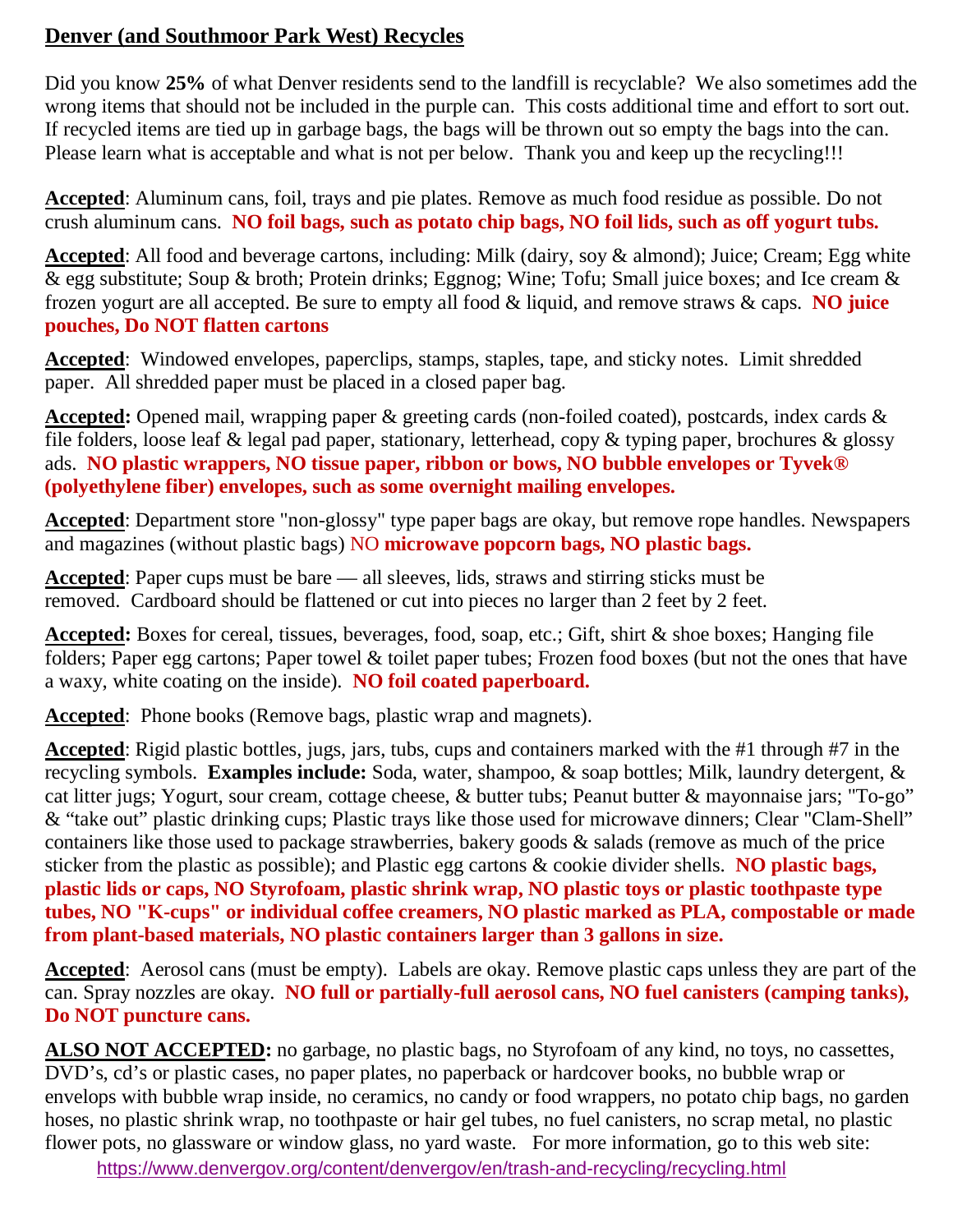# Denver (and Southmoor Park West) Recycles

Did you know **25%** of what Denver residents send to the landfill is recyclable? We also sometimes add the wrong items that should not be included in the purple can. This costs additional time and effort to sort out. If recycled items are tied up in garbage bags, the bags will be thrown out so empty the bags into the can. Please learn what is acceptable and what is not per below. Thank you and keep up the recycling!!!

**Accepted**: Aluminum cans, foil, trays and pie plates. Remove as much food residue as possible. Do not crush aluminum cans. **NO foil bags, such as potato chip bags, NO foil lids, such as off yogurt tubs.**

**Accepted**: All food and beverage cartons, including: Milk (dairy, soy & almond); Juice; Cream; Egg white & egg substitute; Soup & broth; Protein drinks; Eggnog; Wine; Tofu; Small juice boxes; and Ice cream & frozen yogurt are all accepted. Be sure to empty all food & liquid, and remove straws & caps. **NO juice pouches, Do NOT flatten cartons**

**Accepted**: Windowed envelopes, paperclips, stamps, staples, tape, and sticky notes. Limit shredded paper. All shredded paper must be placed in a closed paper bag.

**Accepted:** Opened mail, wrapping paper & greeting cards (non-foiled coated), postcards, index cards & file folders, loose leaf & legal pad paper, stationary, letterhead, copy & typing paper, brochures & glossy ads. **NO plastic wrappers, NO tissue paper, ribbon or bows, NO bubble envelopes or Tyvek® (polyethylene fiber) envelopes, such as some overnight mailing envelopes.**

**Accepted**: Department store "non-glossy" type paper bags are okay, but remove rope handles. Newspapers and magazines (without plastic bags) NO **microwave popcorn bags, NO plastic bags.**

**Accepted**: Paper cups must be bare — all sleeves, lids, straws and stirring sticks must be removed. Cardboard should be flattened or cut into pieces no larger than 2 feet by 2 feet.

**Accepted:** Boxes for cereal, tissues, beverages, food, soap, etc.; Gift, shirt & shoe boxes; Hanging file folders; Paper egg cartons; Paper towel & toilet paper tubes; Frozen food boxes (but not the ones that have a waxy, white coating on the inside). **NO foil coated paperboard.**

**Accepted**: Phone books (Remove bags, plastic wrap and magnets).

**Accepted**: Rigid plastic bottles, jugs, jars, tubs, cups and containers marked with the #1 through #7 in the recycling symbols. **Examples include:** Soda, water, shampoo, & soap bottles; Milk, laundry detergent, & cat litter jugs; Yogurt, sour cream, cottage cheese, & butter tubs; Peanut butter & mayonnaise jars; "To-go" & "take out" plastic drinking cups; Plastic trays like those used for microwave dinners; Clear "Clam-Shell" containers like those used to package strawberries, bakery goods & salads (remove as much of the price sticker from the plastic as possible); and Plastic egg cartons & cookie divider shells. **NO plastic bags, plastic lids or caps, NO Styrofoam, plastic shrink wrap, NO plastic toys or plastic toothpaste type tubes, NO "K-cups" or individual coffee creamers, NO plastic marked as PLA, compostable or made from plant-based materials, NO plastic containers larger than 3 gallons in size.**

**Accepted**: Aerosol cans (must be empty). Labels are okay. Remove plastic caps unless they are part of the can. Spray nozzles are okay. **NO full or partially-full aerosol cans, NO fuel canisters (camping tanks), Do NOT puncture cans.**

**ALSO NOT ACCEPTED:** no garbage, no plastic bags, no Styrofoam of any kind, no toys, no cassettes, DVD's, cd's or plastic cases, no paper plates, no paperback or hardcover books, no bubble wrap or envelops with bubble wrap inside, no ceramics, no candy or food wrappers, no potato chip bags, no garden hoses, no plastic shrink wrap, no toothpaste or hair gel tubes, no fuel canisters, no scrap metal, no plastic flower pots, no glassware or window glass, no yard waste. For more information, go to this web site: https://www.denvergov.org/content/denvergov/en/trash-and-recycling/recycling.html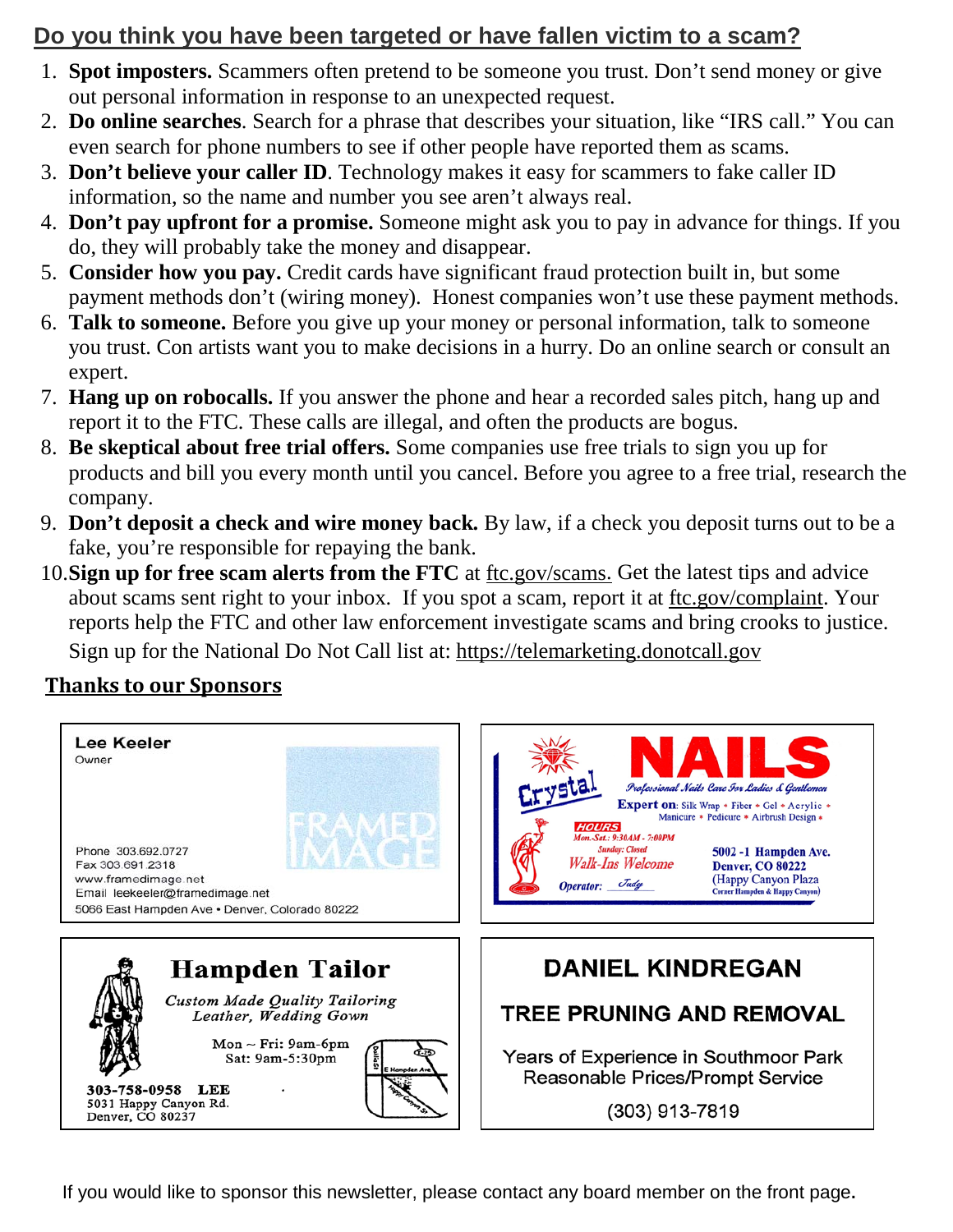## Do you think you have been targeted or have fallen victim to a scam?

1. **Spot imposters.** Scammers often pretend to be someone you trust. Don't send money or give out personal information in response to an unexpected request.
2. **Do online searches**. Search for a phrase that describes your situation, like "IRS call." You can even search for phone numbers to see if other people have reported them as scams.
3. **Don't believe your caller ID**. Technology makes it easy for scammers to fake caller ID information, so the name and number you see aren't always real.
4. **Don't pay upfront for a promise.** Someone might ask you to pay in advance for things. If you do, they will probably take the money and disappear.
5. **Consider how you pay.** Credit cards have significant fraud protection built in, but some payment methods don't (wiring money). Honest companies won't use these payment methods.
6. **Talk to someone.** Before you give up your money or personal information, talk to someone you trust. Con artists want you to make decisions in a hurry. Do an online search or consult an expert.
7. **Hang up on robocalls.** If you answer the phone and hear a recorded sales pitch, hang up and report it to the FTC. These calls are illegal, and often the products are bogus.
8. **Be skeptical about free trial offers.** Some companies use free trials to sign you up for products and bill you every month until you cancel. Before you agree to a free trial, research the company.
9. **Don't deposit a check and wire money back.** By law, if a check you deposit turns out to be a fake, you're responsible for repaying the bank.
10. **Sign up for free scam alerts from the FTC** at ftc.gov/scams. Get the latest tips and advice about scams sent right to your inbox. If you spot a scam, report it at ftc.gov/complaint. Your reports help the FTC and other law enforcement investigate scams and bring crooks to justice.

    Sign up for the National Do Not Call list at: https://telemarketing.donotcall.gov

## Thanks to our Sponsors

**Lee Keeler**
Owner
FRAMED IMAGE
Phone 303.692.0727
Fax 303.691.2318
www.framedimage.net
Email leekeeler@framedimage.net
5066 East Hampden Ave • Denver, Colorado 80222

**Crystal NAILS**
*Professional Nails Care For Ladies & Gentlemen*
**Expert on:** Silk Wrap • Fiber • Gel • Acrylic • Manicure • Pedicure • Airbrush Design •
HOURS
Mon.-Sat.: 9:30AM - 7:00PM
Sunday: Closed
*Walk-Ins Welcome*
Operator: *Judy*
5002 -1 Hampden Ave.
Denver, CO 80222
(Happy Canyon Plaza
Corner Hampden & Happy Canyon)

**Hampden Tailor**
*Custom Made Quality Tailoring*
*Leather, Wedding Gown*
Mon ~ Fri: 9am-6pm
Sat: 9am-5:30pm
303-758-0958 LEE
5031 Happy Canyon Rd.
Denver, CO 80237

**DANIEL KINDREGAN**
**TREE PRUNING AND REMOVAL**
Years of Experience in Southmoor Park
Reasonable Prices/Prompt Service
(303) 913-7819

If you would like to sponsor this newsletter, please contact any board member on the front page.